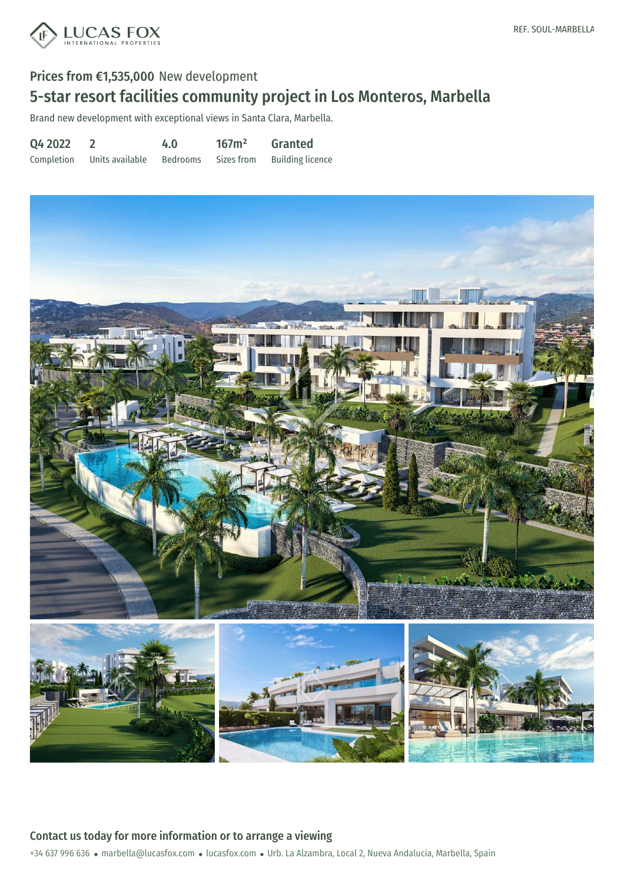REF. SOUL-MARBELLA

**Prices from €1,535,000** New development

# 5-star resort facilities community project in Los Monteros, Marbella

Brand new development with exceptional views in Santa Clara, Marbella.

| Q4 2022 | 2 | 4.0 | 167m² | Granted |
|---|---|---|---|---|
| Completion | Units available | Bedrooms | Sizes from | Building licence |

## Contact us today for more information or to arrange a viewing

+34 637 996 636 • marbella@lucasfox.com • lucasfox.com • Urb. La Alzambra, Local 2, Nueva Andalucia, Marbella, Spain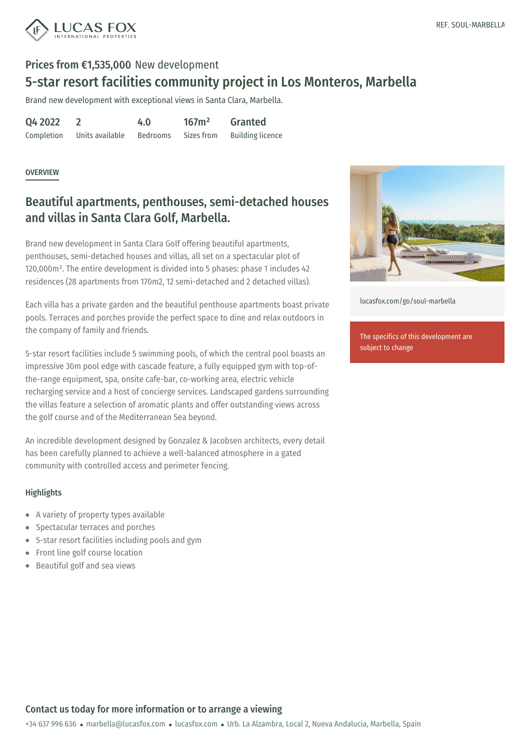REF. SOUL-MARBELLA

# Prices from €1,535,000 New development

## 5-star resort facilities community project in Los Monteros, Marbella

Brand new development with exceptional views in Santa Clara, Marbella.

| Q4 2022 | 2 | 4.0 | 167m² | Granted |
|---|---|---|---|---|
| Completion | Units available | Bedrooms | Sizes from | Building licence |

lucasfox.com/go/soul-marbella

The specifics of this development are subject to change

### OVERVIEW

## Beautiful apartments, penthouses, semi-detached houses and villas in Santa Clara Golf, Marbella.

Brand new development in Santa Clara Golf offering beautiful apartments, penthouses, semi-detached houses and villas, all set on a spectacular plot of 120,000m². The entire development is divided into 5 phases: phase 1 includes 42 residences (28 apartments from 170m2, 12 semi-detached and 2 detached villas).

Each villa has a private garden and the beautiful penthouse apartments boast private pools. Terraces and porches provide the perfect space to dine and relax outdoors in the company of family and friends.

5-star resort facilities include 5 swimming pools, of which the central pool boasts an impressive 30m pool edge with cascade feature, a fully equipped gym with top-of-the-range equipment, spa, onsite cafe-bar, co-working area, electric vehicle recharging service and a host of concierge services. Landscaped gardens surrounding the villas feature a selection of aromatic plants and offer outstanding views across the golf course and of the Mediterranean Sea beyond.

An incredible development designed by Gonzalez & Jacobsen architects, every detail has been carefully planned to achieve a well-balanced atmosphere in a gated community with controlled access and perimeter fencing.

### Highlights

- A variety of property types available
- Spectacular terraces and porches
- 5-star resort facilities including pools and gym
- Front line golf course location
- Beautiful golf and sea views

## Contact us today for more information or to arrange a viewing

+34 637 996 636 • marbella@lucasfox.com • lucasfox.com • Urb. La Alzambra, Local 2, Nueva Andalucia, Marbella, Spain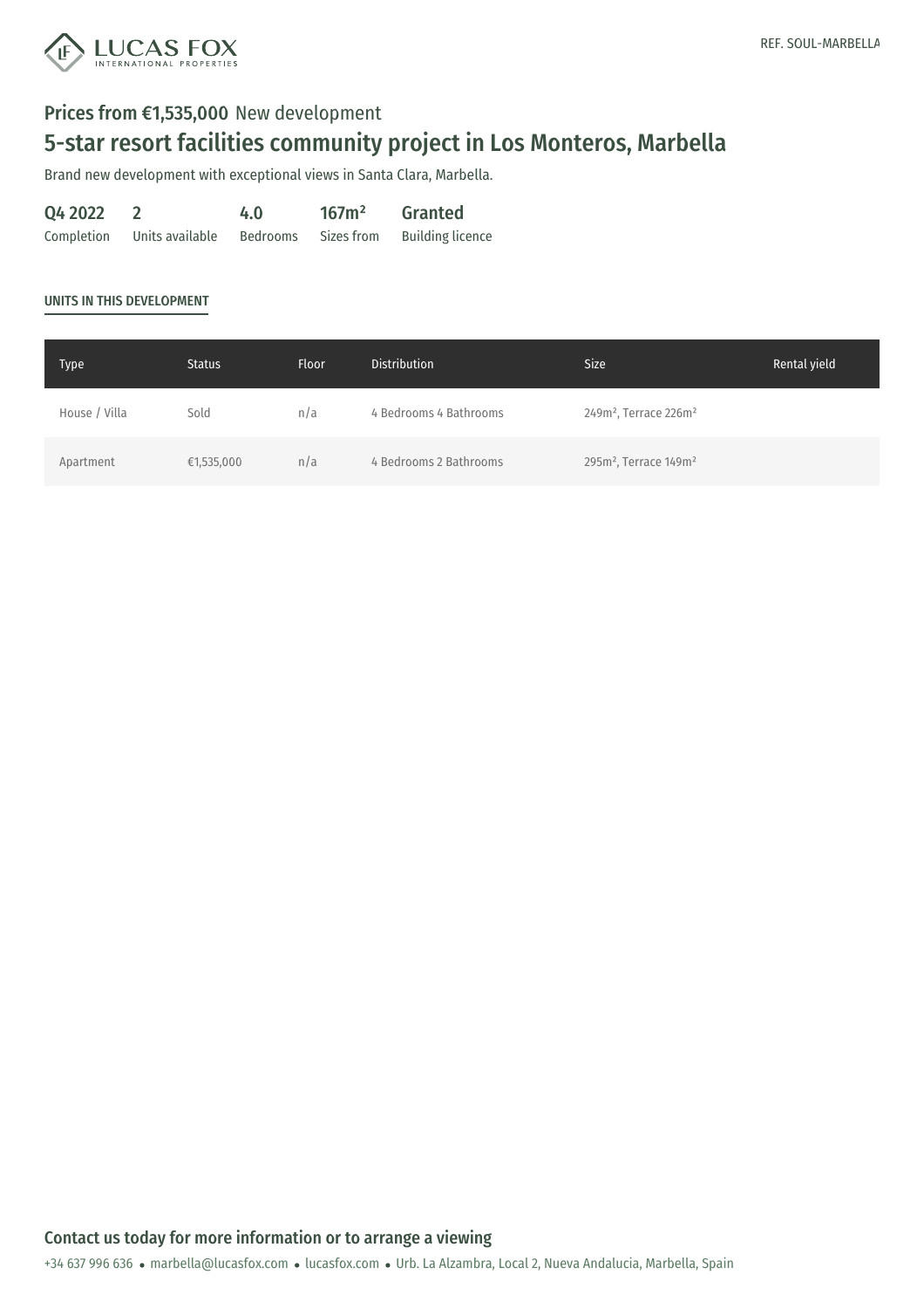REF. SOUL-MARBELLA

**Prices from €1,535,000** New development

# 5-star resort facilities community project in Los Monteros, Marbella

Brand new development with exceptional views in Santa Clara, Marbella.

| Q4 2022 | 2 | 4.0 | 167m² | Granted |
|---|---|---|---|---|
| Completion | Units available | Bedrooms | Sizes from | Building licence |

## UNITS IN THIS DEVELOPMENT

| Type | Status | Floor | Distribution | Size | Rental yield |
|---|---|---|---|---|---|
| House / Villa | Sold | n/a | 4 Bedrooms 4 Bathrooms | 249m², Terrace 226m² | |
| Apartment | €1,535,000 | n/a | 4 Bedrooms 2 Bathrooms | 295m², Terrace 149m² | |

**Contact us today for more information or to arrange a viewing**

+34 637 996 636 • marbella@lucasfox.com • lucasfox.com • Urb. La Alzambra, Local 2, Nueva Andalucia, Marbella, Spain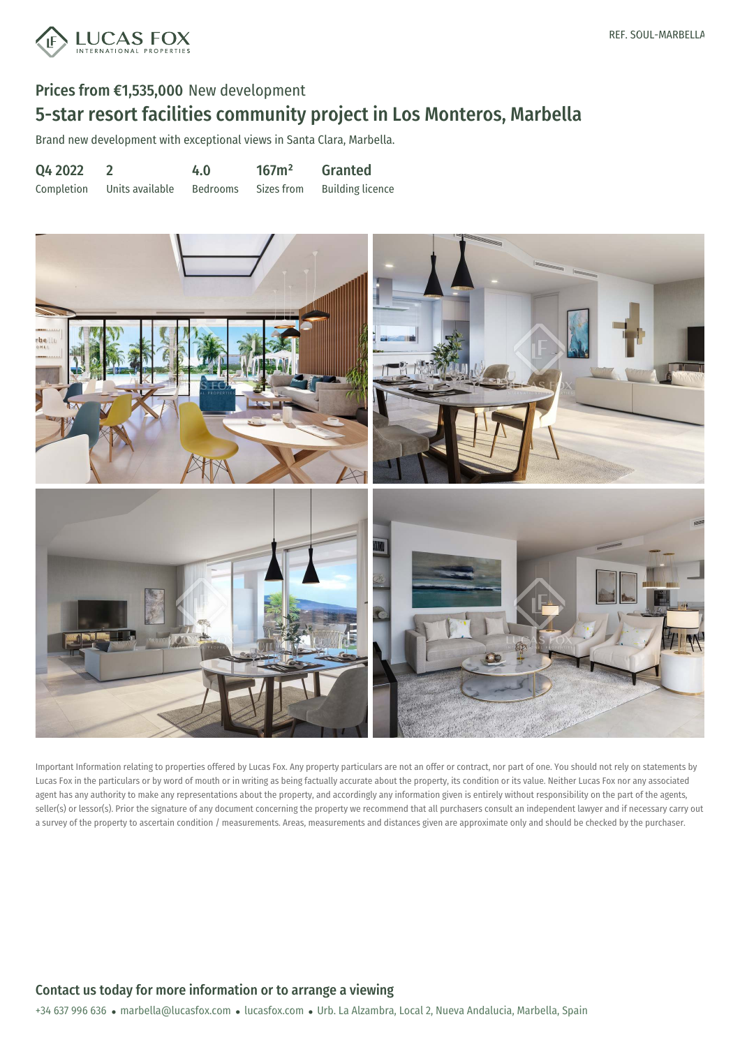REF. SOUL-MARBELLA

Prices from €1,535,000 New development

# 5-star resort facilities community project in Los Monteros, Marbella

Brand new development with exceptional views in Santa Clara, Marbella.

| Q4 2022 | 2 | 4.0 | 167m² | Granted |
| --- | --- | --- | --- | --- |
| Completion | Units available | Bedrooms | Sizes from | Building licence |

Important Information relating to properties offered by Lucas Fox. Any property particulars are not an offer or contract, nor part of one. You should not rely on statements by Lucas Fox in the particulars or by word of mouth or in writing as being factually accurate about the property, its condition or its value. Neither Lucas Fox nor any associated agent has any authority to make any representations about the property, and accordingly any information given is entirely without responsibility on the part of the agents, seller(s) or lessor(s). Prior the signature of any document concerning the property we recommend that all purchasers consult an independent lawyer and if necessary carry out a survey of the property to ascertain condition / measurements. Areas, measurements and distances given are approximate only and should be checked by the purchaser.

## Contact us today for more information or to arrange a viewing

+34 637 996 636 • marbella@lucasfox.com • lucasfox.com • Urb. La Alzambra, Local 2, Nueva Andalucia, Marbella, Spain